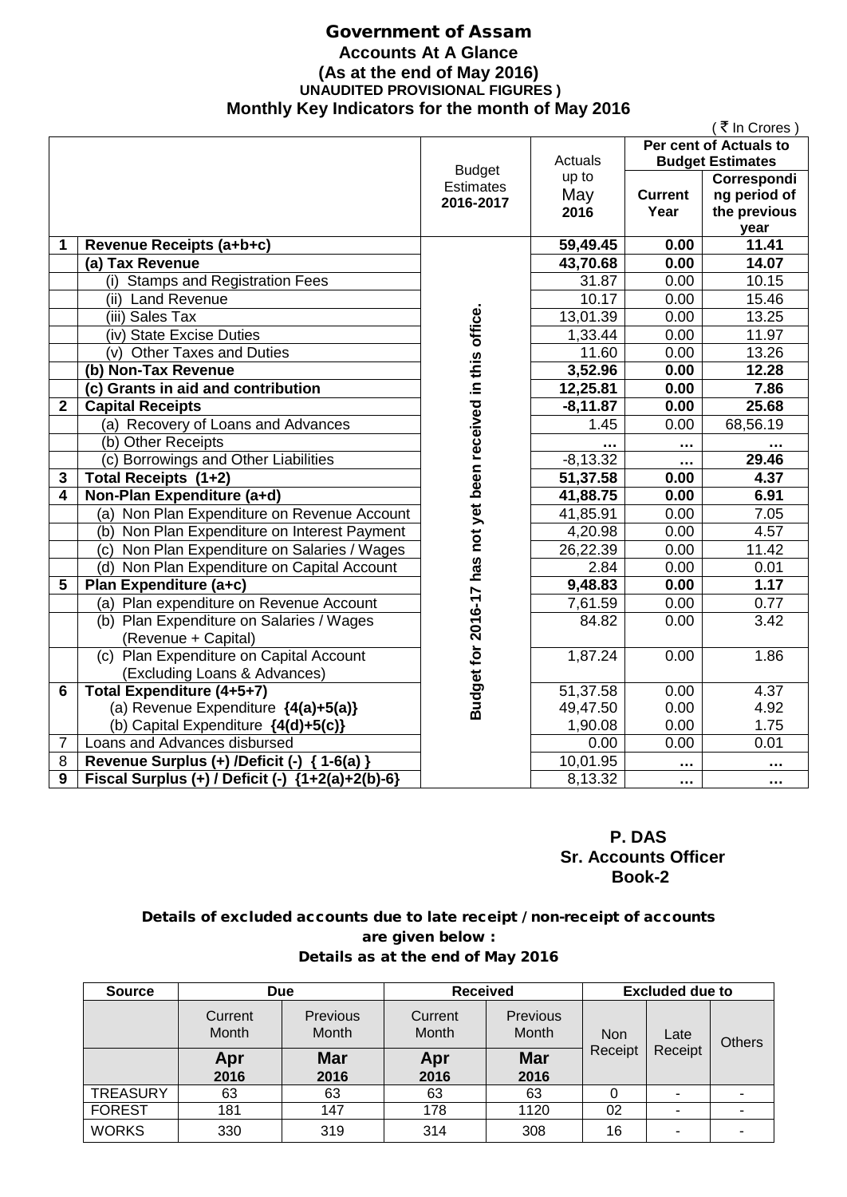# Government of Assam

## Accounts At A Glance

### (As at the end of May 2016)

**UNAUDITED PROVISIONAL FIGURES )**

### Monthly Key Indicators for the month of May 2016

( ₹ In Crores )

| | | Budget Estimates 2016-2017 | Actuals up to May 2016 | Per cent of Actuals to Budget Estimates | |
|---|---|---|---|---|---|
| | | | | Current Year | Corresponding period of the previous year |
| **1** | **Revenue Receipts (a+b+c)** | Budget for 2016-17 has not yet been received in this office. | **59,49.45** | **0.00** | **11.41** |
| | **(a) Tax Revenue** | | **43,70.68** | **0.00** | **14.07** |
| | (i) Stamps and Registration Fees | | 31.87 | 0.00 | 10.15 |
| | (ii) Land Revenue | | 10.17 | 0.00 | 15.46 |
| | (iii) Sales Tax | | 13,01.39 | 0.00 | 13.25 |
| | (iv) State Excise Duties | | 1,33.44 | 0.00 | 11.97 |
| | (v) Other Taxes and Duties | | 11.60 | 0.00 | 13.26 |
| | **(b) Non-Tax Revenue** | | **3,52.96** | **0.00** | **12.28** |
| | **(c) Grants in aid and contribution** | | **12,25.81** | **0.00** | **7.86** |
| **2** | **Capital Receipts** | | **-8,11.87** | **0.00** | **25.68** |
| | (a) Recovery of Loans and Advances | | 1.45 | 0.00 | 68,56.19 |
| | (b) Other Receipts | | ... | ... | ... |
| | (c) Borrowings and Other Liabilities | | -8,13.32 | ... | **29.46** |
| **3** | **Total Receipts (1+2)** | | **51,37.58** | **0.00** | **4.37** |
| **4** | **Non-Plan Expenditure (a+d)** | | **41,88.75** | **0.00** | **6.91** |
| | (a) Non Plan Expenditure on Revenue Account | | 41,85.91 | 0.00 | 7.05 |
| | (b) Non Plan Expenditure on Interest Payment | | 4,20.98 | 0.00 | 4.57 |
| | (c) Non Plan Expenditure on Salaries / Wages | | 26,22.39 | 0.00 | 11.42 |
| | (d) Non Plan Expenditure on Capital Account | | 2.84 | 0.00 | 0.01 |
| **5** | **Plan Expenditure (a+c)** | | **9,48.83** | **0.00** | **1.17** |
| | (a) Plan expenditure on Revenue Account | | 7,61.59 | 0.00 | 0.77 |
| | (b) Plan Expenditure on Salaries / Wages (Revenue + Capital) | | 84.82 | 0.00 | 3.42 |
| | (c) Plan Expenditure on Capital Account (Excluding Loans & Advances) | | 1,87.24 | 0.00 | 1.86 |
| **6** | **Total Expenditure (4+5+7)** | | 51,37.58 | 0.00 | 4.37 |
| | (a) Revenue Expenditure **{4(a)+5(a)}** | | 49,47.50 | 0.00 | 4.92 |
| | (b) Capital Expenditure **{4(d)+5(c)}** | | 1,90.08 | 0.00 | 1.75 |
| 7 | Loans and Advances disbursed | | 0.00 | 0.00 | 0.01 |
| **8** | **Revenue Surplus (+) /Deficit (-) { 1-6(a) }** | | 10,01.95 | ... | ... |
| **9** | **Fiscal Surplus (+) / Deficit (-) {1+2(a)+2(b)-6}** | | 8,13.32 | ... | ... |

**P. DAS**
**Sr. Accounts Officer**
**Book-2**

### Details of excluded accounts due to late receipt / non-receipt of accounts are given below :

### Details as at the end of May 2016

| Source | Due | | Received | | Excluded due to | | |
|---|---|---|---|---|---|---|---|
| | Current Month | Previous Month | Current Month | Previous Month | Non Receipt | Late Receipt | Others |
| | **Apr 2016** | **Mar 2016** | **Apr 2016** | **Mar 2016** | | | |
| TREASURY | 63 | 63 | 63 | 63 | 0 | - | - |
| FOREST | 181 | 147 | 178 | 1120 | 02 | - | - |
| WORKS | 330 | 319 | 314 | 308 | 16 | - | - |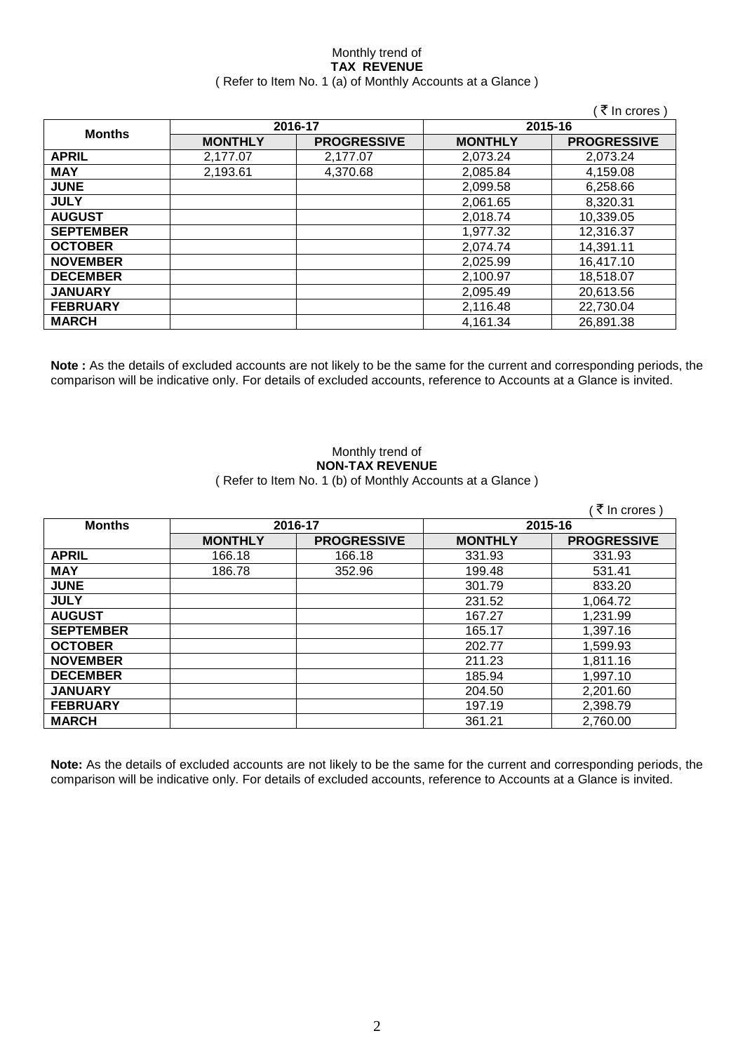Monthly trend of
**TAX REVENUE**
( Refer to Item No. 1 (a) of Monthly Accounts at a Glance )

( ₹ In crores )

| Months | 2016-17 | | 2015-16 | |
|---|---|---|---|---|
| | **MONTHLY** | **PROGRESSIVE** | **MONTHLY** | **PROGRESSIVE** |
| **APRIL** | 2,177.07 | 2,177.07 | 2,073.24 | 2,073.24 |
| **MAY** | 2,193.61 | 4,370.68 | 2,085.84 | 4,159.08 |
| **JUNE** | | | 2,099.58 | 6,258.66 |
| **JULY** | | | 2,061.65 | 8,320.31 |
| **AUGUST** | | | 2,018.74 | 10,339.05 |
| **SEPTEMBER** | | | 1,977.32 | 12,316.37 |
| **OCTOBER** | | | 2,074.74 | 14,391.11 |
| **NOVEMBER** | | | 2,025.99 | 16,417.10 |
| **DECEMBER** | | | 2,100.97 | 18,518.07 |
| **JANUARY** | | | 2,095.49 | 20,613.56 |
| **FEBRUARY** | | | 2,116.48 | 22,730.04 |
| **MARCH** | | | 4,161.34 | 26,891.38 |

**Note :** As the details of excluded accounts are not likely to be the same for the current and corresponding periods, the comparison will be indicative only. For details of excluded accounts, reference to Accounts at a Glance is invited.

Monthly trend of
**NON-TAX REVENUE**
( Refer to Item No. 1 (b) of Monthly Accounts at a Glance )

( ₹ In crores )

| Months | 2016-17 | | 2015-16 | |
|---|---|---|---|---|
| | **MONTHLY** | **PROGRESSIVE** | **MONTHLY** | **PROGRESSIVE** |
| **APRIL** | 166.18 | 166.18 | 331.93 | 331.93 |
| **MAY** | 186.78 | 352.96 | 199.48 | 531.41 |
| **JUNE** | | | 301.79 | 833.20 |
| **JULY** | | | 231.52 | 1,064.72 |
| **AUGUST** | | | 167.27 | 1,231.99 |
| **SEPTEMBER** | | | 165.17 | 1,397.16 |
| **OCTOBER** | | | 202.77 | 1,599.93 |
| **NOVEMBER** | | | 211.23 | 1,811.16 |
| **DECEMBER** | | | 185.94 | 1,997.10 |
| **JANUARY** | | | 204.50 | 2,201.60 |
| **FEBRUARY** | | | 197.19 | 2,398.79 |
| **MARCH** | | | 361.21 | 2,760.00 |

**Note:** As the details of excluded accounts are not likely to be the same for the current and corresponding periods, the comparison will be indicative only. For details of excluded accounts, reference to Accounts at a Glance is invited.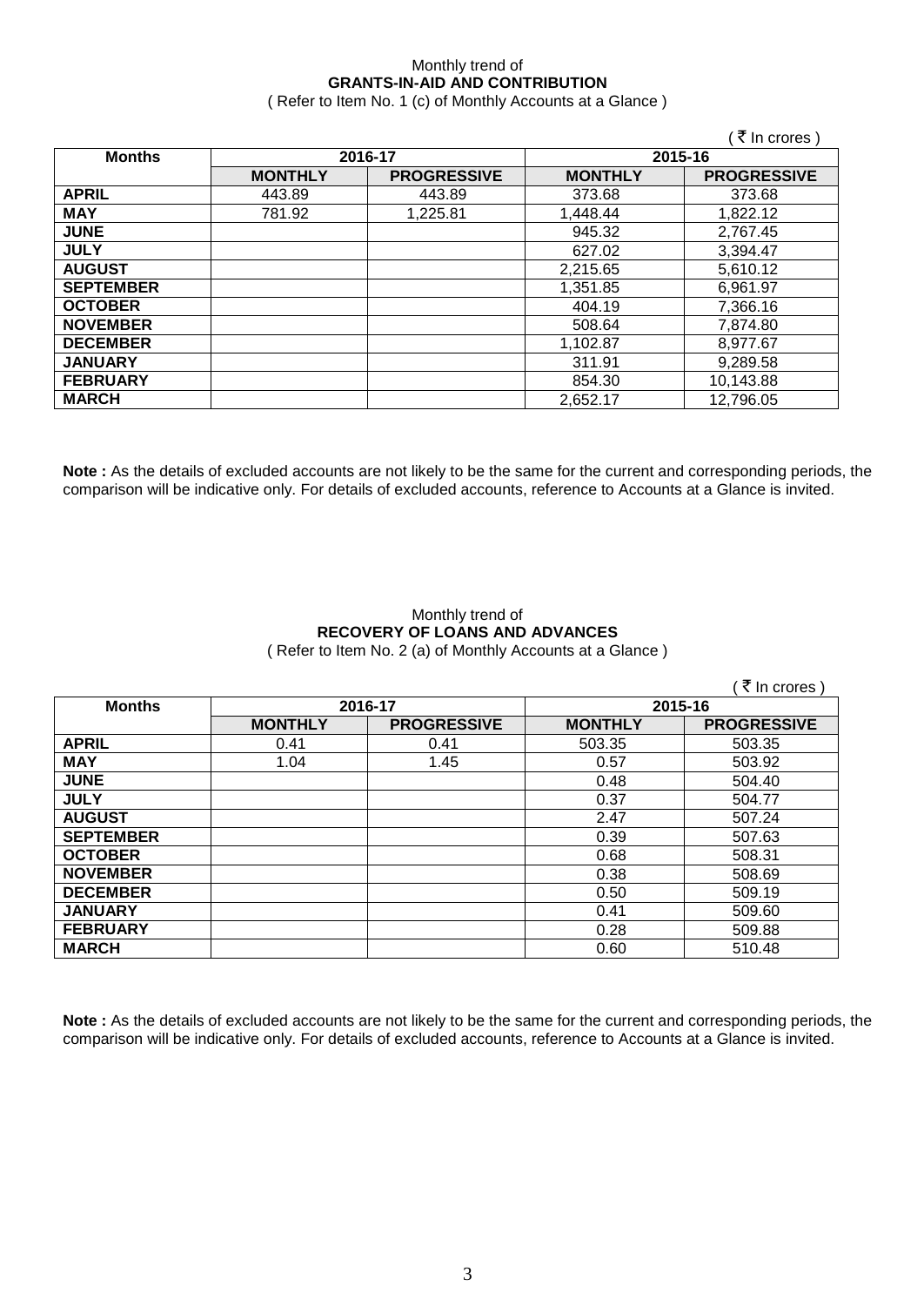Monthly trend of

**GRANTS-IN-AID AND CONTRIBUTION**

( Refer to Item No. 1 (c) of Monthly Accounts at a Glance )

( ₹ In crores )

| Months | 2016-17 | | 2015-16 | |
|---|---|---|---|---|
| | MONTHLY | PROGRESSIVE | MONTHLY | PROGRESSIVE |
| APRIL | 443.89 | 443.89 | 373.68 | 373.68 |
| MAY | 781.92 | 1,225.81 | 1,448.44 | 1,822.12 |
| JUNE | | | 945.32 | 2,767.45 |
| JULY | | | 627.02 | 3,394.47 |
| AUGUST | | | 2,215.65 | 5,610.12 |
| SEPTEMBER | | | 1,351.85 | 6,961.97 |
| OCTOBER | | | 404.19 | 7,366.16 |
| NOVEMBER | | | 508.64 | 7,874.80 |
| DECEMBER | | | 1,102.87 | 8,977.67 |
| JANUARY | | | 311.91 | 9,289.58 |
| FEBRUARY | | | 854.30 | 10,143.88 |
| MARCH | | | 2,652.17 | 12,796.05 |

**Note :** As the details of excluded accounts are not likely to be the same for the current and corresponding periods, the comparison will be indicative only. For details of excluded accounts, reference to Accounts at a Glance is invited.

Monthly trend of

**RECOVERY OF LOANS AND ADVANCES**

( Refer to Item No. 2 (a) of Monthly Accounts at a Glance )

( ₹ In crores )

| Months | 2016-17 | | 2015-16 | |
|---|---|---|---|---|
| | MONTHLY | PROGRESSIVE | MONTHLY | PROGRESSIVE |
| APRIL | 0.41 | 0.41 | 503.35 | 503.35 |
| MAY | 1.04 | 1.45 | 0.57 | 503.92 |
| JUNE | | | 0.48 | 504.40 |
| JULY | | | 0.37 | 504.77 |
| AUGUST | | | 2.47 | 507.24 |
| SEPTEMBER | | | 0.39 | 507.63 |
| OCTOBER | | | 0.68 | 508.31 |
| NOVEMBER | | | 0.38 | 508.69 |
| DECEMBER | | | 0.50 | 509.19 |
| JANUARY | | | 0.41 | 509.60 |
| FEBRUARY | | | 0.28 | 509.88 |
| MARCH | | | 0.60 | 510.48 |

**Note :** As the details of excluded accounts are not likely to be the same for the current and corresponding periods, the comparison will be indicative only. For details of excluded accounts, reference to Accounts at a Glance is invited.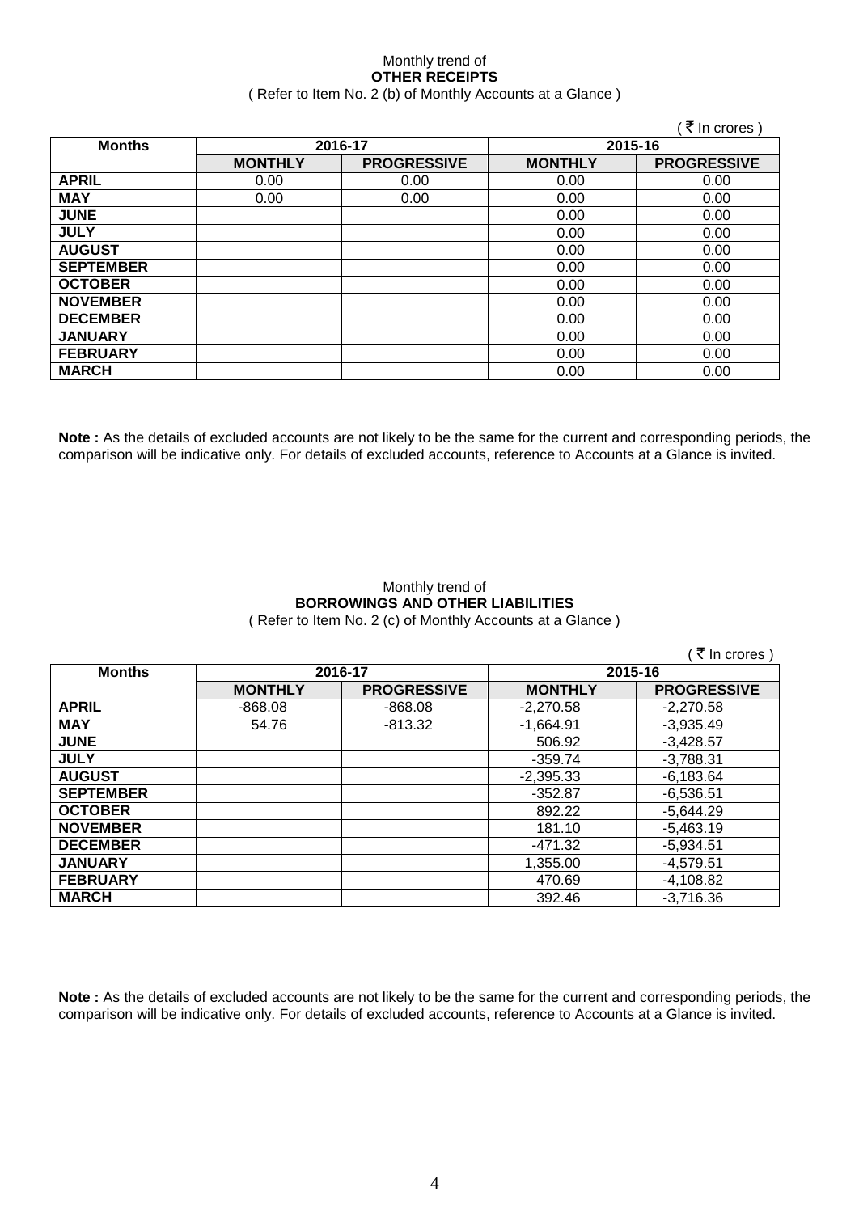Monthly trend of
**OTHER RECEIPTS**
( Refer to Item No. 2 (b) of Monthly Accounts at a Glance )

( ₹ In crores )

| Months | 2016-17 | | 2015-16 | |
|---|---|---|---|---|
| | MONTHLY | PROGRESSIVE | MONTHLY | PROGRESSIVE |
| **APRIL** | 0.00 | 0.00 | 0.00 | 0.00 |
| **MAY** | 0.00 | 0.00 | 0.00 | 0.00 |
| **JUNE** | | | 0.00 | 0.00 |
| **JULY** | | | 0.00 | 0.00 |
| **AUGUST** | | | 0.00 | 0.00 |
| **SEPTEMBER** | | | 0.00 | 0.00 |
| **OCTOBER** | | | 0.00 | 0.00 |
| **NOVEMBER** | | | 0.00 | 0.00 |
| **DECEMBER** | | | 0.00 | 0.00 |
| **JANUARY** | | | 0.00 | 0.00 |
| **FEBRUARY** | | | 0.00 | 0.00 |
| **MARCH** | | | 0.00 | 0.00 |

**Note :** As the details of excluded accounts are not likely to be the same for the current and corresponding periods, the comparison will be indicative only. For details of excluded accounts, reference to Accounts at a Glance is invited.

Monthly trend of
**BORROWINGS AND OTHER LIABILITIES**
( Refer to Item No. 2 (c) of Monthly Accounts at a Glance )

( ₹ In crores )

| Months | 2016-17 | | 2015-16 | |
|---|---|---|---|---|
| | MONTHLY | PROGRESSIVE | MONTHLY | PROGRESSIVE |
| **APRIL** | -868.08 | -868.08 | -2,270.58 | -2,270.58 |
| **MAY** | 54.76 | -813.32 | -1,664.91 | -3,935.49 |
| **JUNE** | | | 506.92 | -3,428.57 |
| **JULY** | | | -359.74 | -3,788.31 |
| **AUGUST** | | | -2,395.33 | -6,183.64 |
| **SEPTEMBER** | | | -352.87 | -6,536.51 |
| **OCTOBER** | | | 892.22 | -5,644.29 |
| **NOVEMBER** | | | 181.10 | -5,463.19 |
| **DECEMBER** | | | -471.32 | -5,934.51 |
| **JANUARY** | | | 1,355.00 | -4,579.51 |
| **FEBRUARY** | | | 470.69 | -4,108.82 |
| **MARCH** | | | 392.46 | -3,716.36 |

**Note :** As the details of excluded accounts are not likely to be the same for the current and corresponding periods, the comparison will be indicative only. For details of excluded accounts, reference to Accounts at a Glance is invited.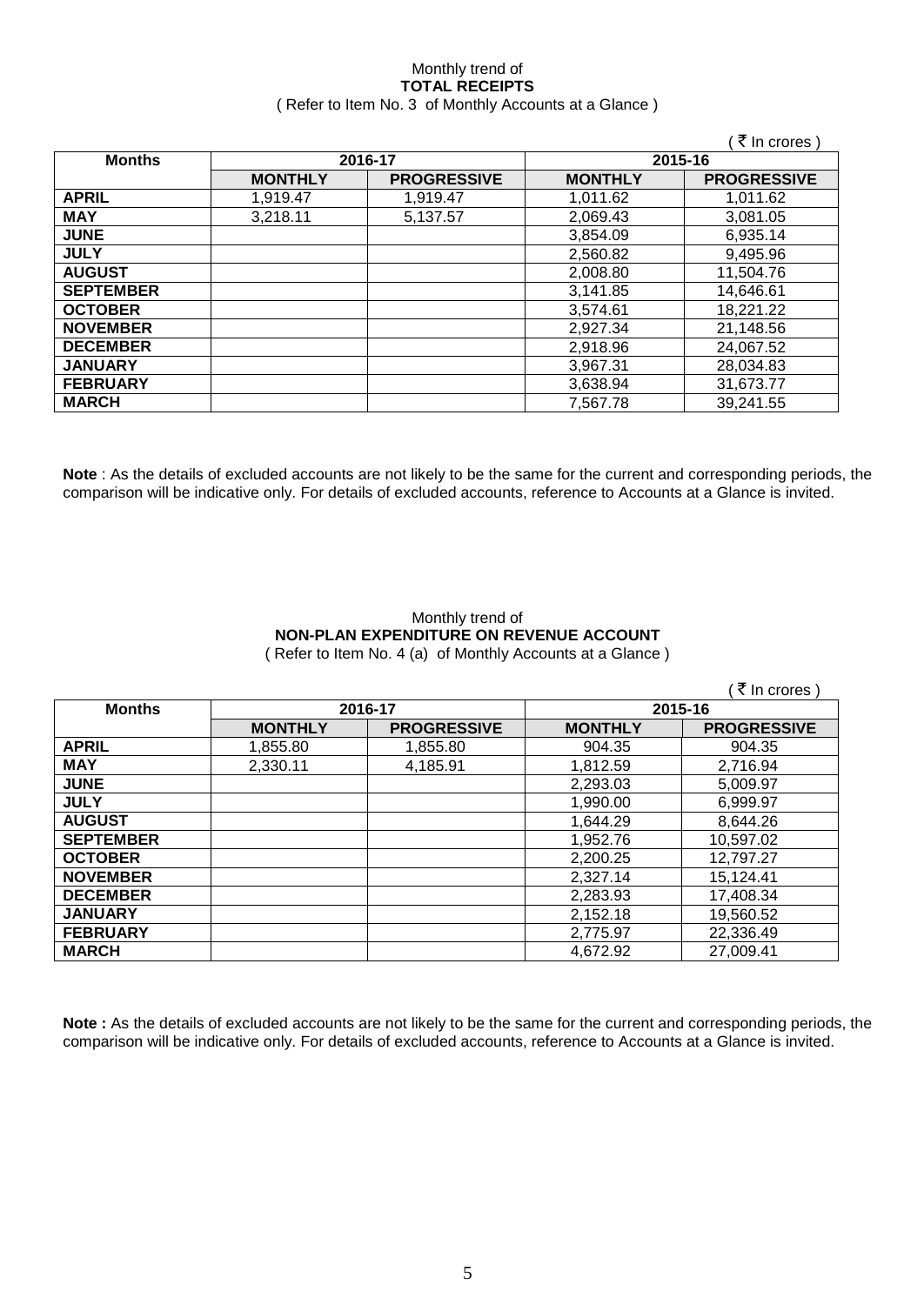Monthly trend of
**TOTAL RECEIPTS**
( Refer to Item No. 3 of Monthly Accounts at a Glance )

( ₹ In crores )

| Months | 2016-17 | | 2015-16 | |
|---|---|---|---|---|
| | MONTHLY | PROGRESSIVE | MONTHLY | PROGRESSIVE |
| APRIL | 1,919.47 | 1,919.47 | 1,011.62 | 1,011.62 |
| MAY | 3,218.11 | 5,137.57 | 2,069.43 | 3,081.05 |
| JUNE | | | 3,854.09 | 6,935.14 |
| JULY | | | 2,560.82 | 9,495.96 |
| AUGUST | | | 2,008.80 | 11,504.76 |
| SEPTEMBER | | | 3,141.85 | 14,646.61 |
| OCTOBER | | | 3,574.61 | 18,221.22 |
| NOVEMBER | | | 2,927.34 | 21,148.56 |
| DECEMBER | | | 2,918.96 | 24,067.52 |
| JANUARY | | | 3,967.31 | 28,034.83 |
| FEBRUARY | | | 3,638.94 | 31,673.77 |
| MARCH | | | 7,567.78 | 39,241.55 |

**Note** : As the details of excluded accounts are not likely to be the same for the current and corresponding periods, the comparison will be indicative only. For details of excluded accounts, reference to Accounts at a Glance is invited.

Monthly trend of
**NON-PLAN EXPENDITURE ON REVENUE ACCOUNT**
( Refer to Item No. 4 (a) of Monthly Accounts at a Glance )

( ₹ In crores )

| Months | 2016-17 | | 2015-16 | |
|---|---|---|---|---|
| | MONTHLY | PROGRESSIVE | MONTHLY | PROGRESSIVE |
| APRIL | 1,855.80 | 1,855.80 | 904.35 | 904.35 |
| MAY | 2,330.11 | 4,185.91 | 1,812.59 | 2,716.94 |
| JUNE | | | 2,293.03 | 5,009.97 |
| JULY | | | 1,990.00 | 6,999.97 |
| AUGUST | | | 1,644.29 | 8,644.26 |
| SEPTEMBER | | | 1,952.76 | 10,597.02 |
| OCTOBER | | | 2,200.25 | 12,797.27 |
| NOVEMBER | | | 2,327.14 | 15,124.41 |
| DECEMBER | | | 2,283.93 | 17,408.34 |
| JANUARY | | | 2,152.18 | 19,560.52 |
| FEBRUARY | | | 2,775.97 | 22,336.49 |
| MARCH | | | 4,672.92 | 27,009.41 |

**Note :** As the details of excluded accounts are not likely to be the same for the current and corresponding periods, the comparison will be indicative only. For details of excluded accounts, reference to Accounts at a Glance is invited.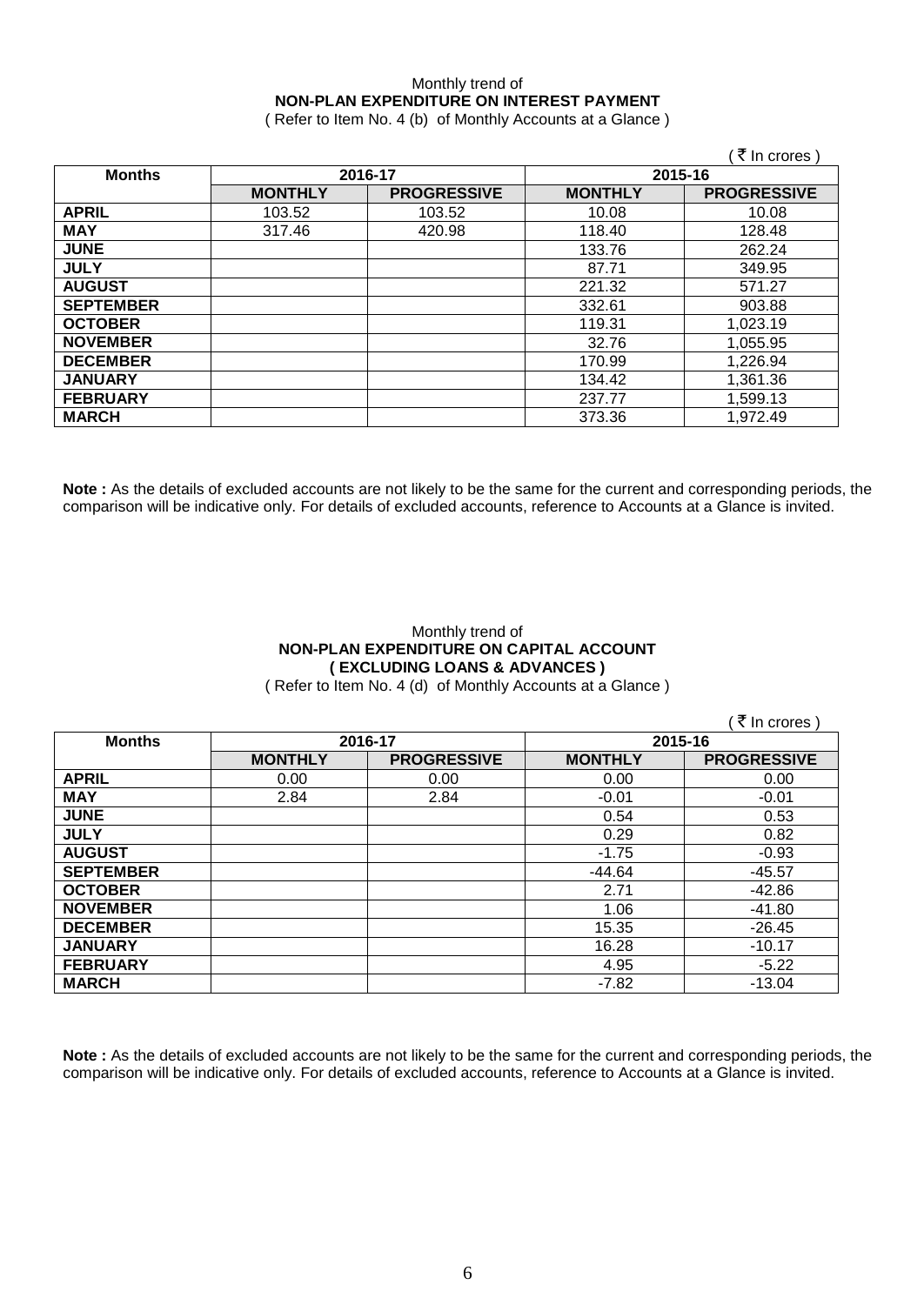Monthly trend of

**NON-PLAN EXPENDITURE ON INTEREST PAYMENT**

( Refer to Item No. 4 (b) of Monthly Accounts at a Glance )

( ₹ In crores )

| Months | 2016-17 | | 2015-16 | |
|---|---|---|---|---|
| | MONTHLY | PROGRESSIVE | MONTHLY | PROGRESSIVE |
| APRIL | 103.52 | 103.52 | 10.08 | 10.08 |
| MAY | 317.46 | 420.98 | 118.40 | 128.48 |
| JUNE | | | 133.76 | 262.24 |
| JULY | | | 87.71 | 349.95 |
| AUGUST | | | 221.32 | 571.27 |
| SEPTEMBER | | | 332.61 | 903.88 |
| OCTOBER | | | 119.31 | 1,023.19 |
| NOVEMBER | | | 32.76 | 1,055.95 |
| DECEMBER | | | 170.99 | 1,226.94 |
| JANUARY | | | 134.42 | 1,361.36 |
| FEBRUARY | | | 237.77 | 1,599.13 |
| MARCH | | | 373.36 | 1,972.49 |

**Note :** As the details of excluded accounts are not likely to be the same for the current and corresponding periods, the comparison will be indicative only. For details of excluded accounts, reference to Accounts at a Glance is invited.

Monthly trend of

**NON-PLAN EXPENDITURE ON CAPITAL ACCOUNT**

**( EXCLUDING LOANS & ADVANCES )**

( Refer to Item No. 4 (d) of Monthly Accounts at a Glance )

( ₹ In crores )

| Months | 2016-17 | | 2015-16 | |
|---|---|---|---|---|
| | MONTHLY | PROGRESSIVE | MONTHLY | PROGRESSIVE |
| APRIL | 0.00 | 0.00 | 0.00 | 0.00 |
| MAY | 2.84 | 2.84 | -0.01 | -0.01 |
| JUNE | | | 0.54 | 0.53 |
| JULY | | | 0.29 | 0.82 |
| AUGUST | | | -1.75 | -0.93 |
| SEPTEMBER | | | -44.64 | -45.57 |
| OCTOBER | | | 2.71 | -42.86 |
| NOVEMBER | | | 1.06 | -41.80 |
| DECEMBER | | | 15.35 | -26.45 |
| JANUARY | | | 16.28 | -10.17 |
| FEBRUARY | | | 4.95 | -5.22 |
| MARCH | | | -7.82 | -13.04 |

**Note :** As the details of excluded accounts are not likely to be the same for the current and corresponding periods, the comparison will be indicative only. For details of excluded accounts, reference to Accounts at a Glance is invited.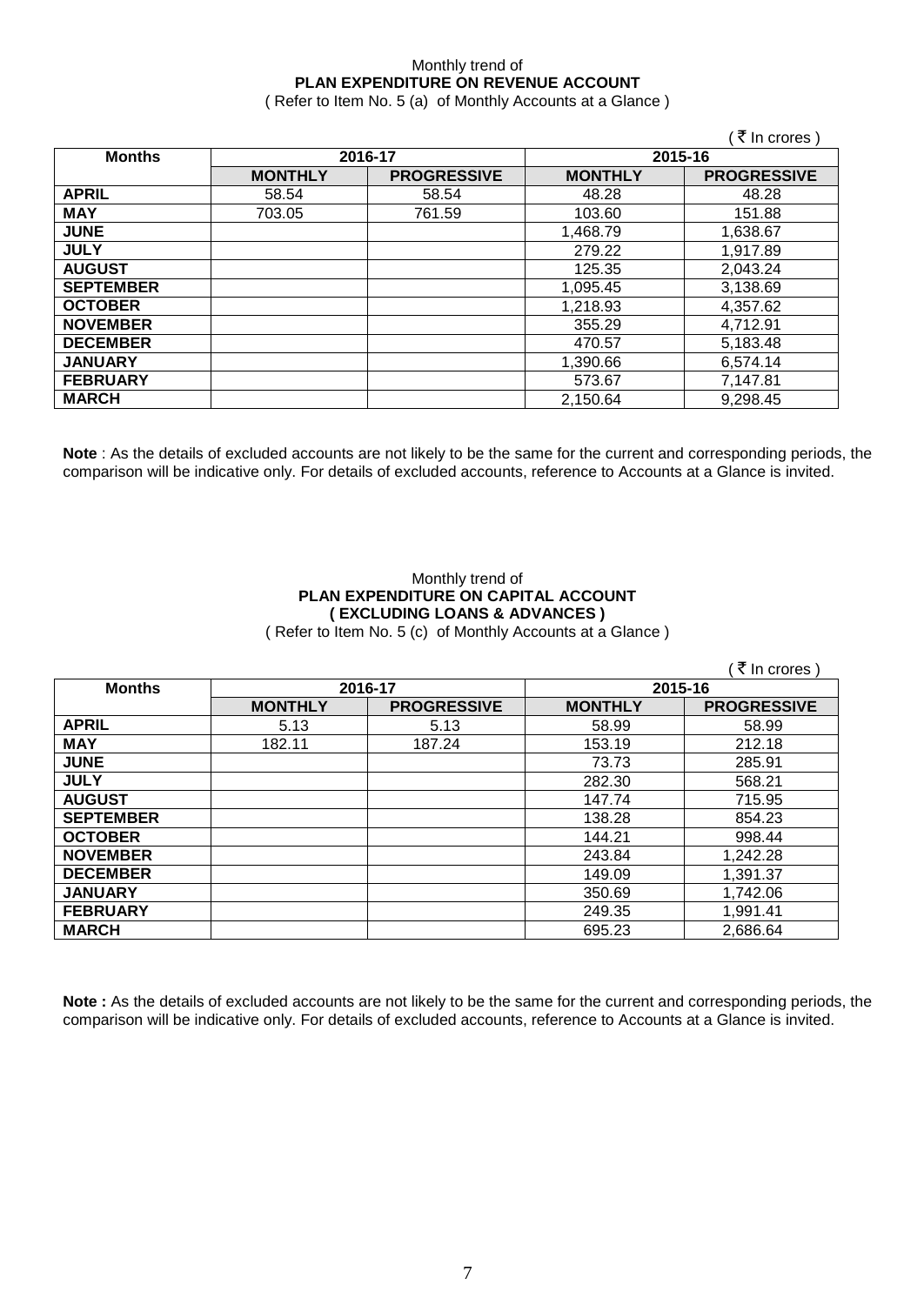Monthly trend of

**PLAN EXPENDITURE ON REVENUE ACCOUNT**

( Refer to Item No. 5 (a) of Monthly Accounts at a Glance )

( ₹ In crores )

| Months | 2016-17 | | 2015-16 | |
|---|---|---|---|---|
| | **MONTHLY** | **PROGRESSIVE** | **MONTHLY** | **PROGRESSIVE** |
| **APRIL** | 58.54 | 58.54 | 48.28 | 48.28 |
| **MAY** | 703.05 | 761.59 | 103.60 | 151.88 |
| **JUNE** | | | 1,468.79 | 1,638.67 |
| **JULY** | | | 279.22 | 1,917.89 |
| **AUGUST** | | | 125.35 | 2,043.24 |
| **SEPTEMBER** | | | 1,095.45 | 3,138.69 |
| **OCTOBER** | | | 1,218.93 | 4,357.62 |
| **NOVEMBER** | | | 355.29 | 4,712.91 |
| **DECEMBER** | | | 470.57 | 5,183.48 |
| **JANUARY** | | | 1,390.66 | 6,574.14 |
| **FEBRUARY** | | | 573.67 | 7,147.81 |
| **MARCH** | | | 2,150.64 | 9,298.45 |

**Note** : As the details of excluded accounts are not likely to be the same for the current and corresponding periods, the comparison will be indicative only. For details of excluded accounts, reference to Accounts at a Glance is invited.

Monthly trend of

**PLAN EXPENDITURE ON CAPITAL ACCOUNT**
**( EXCLUDING LOANS & ADVANCES )**

( Refer to Item No. 5 (c) of Monthly Accounts at a Glance )

( ₹ In crores )

| Months | 2016-17 | | 2015-16 | |
|---|---|---|---|---|
| | **MONTHLY** | **PROGRESSIVE** | **MONTHLY** | **PROGRESSIVE** |
| **APRIL** | 5.13 | 5.13 | 58.99 | 58.99 |
| **MAY** | 182.11 | 187.24 | 153.19 | 212.18 |
| **JUNE** | | | 73.73 | 285.91 |
| **JULY** | | | 282.30 | 568.21 |
| **AUGUST** | | | 147.74 | 715.95 |
| **SEPTEMBER** | | | 138.28 | 854.23 |
| **OCTOBER** | | | 144.21 | 998.44 |
| **NOVEMBER** | | | 243.84 | 1,242.28 |
| **DECEMBER** | | | 149.09 | 1,391.37 |
| **JANUARY** | | | 350.69 | 1,742.06 |
| **FEBRUARY** | | | 249.35 | 1,991.41 |
| **MARCH** | | | 695.23 | 2,686.64 |

**Note :** As the details of excluded accounts are not likely to be the same for the current and corresponding periods, the comparison will be indicative only. For details of excluded accounts, reference to Accounts at a Glance is invited.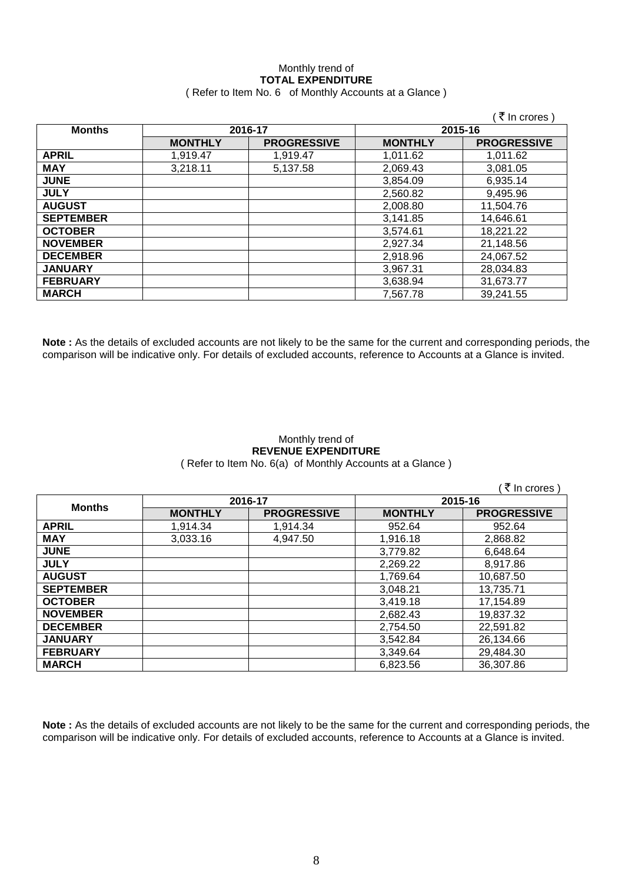Monthly trend of
**TOTAL EXPENDITURE**
( Refer to Item No. 6 of Monthly Accounts at a Glance )

( ₹ In crores )

| Months | 2016-17 | | 2015-16 | |
|---|---|---|---|---|
| | MONTHLY | PROGRESSIVE | MONTHLY | PROGRESSIVE |
| APRIL | 1,919.47 | 1,919.47 | 1,011.62 | 1,011.62 |
| MAY | 3,218.11 | 5,137.58 | 2,069.43 | 3,081.05 |
| JUNE | | | 3,854.09 | 6,935.14 |
| JULY | | | 2,560.82 | 9,495.96 |
| AUGUST | | | 2,008.80 | 11,504.76 |
| SEPTEMBER | | | 3,141.85 | 14,646.61 |
| OCTOBER | | | 3,574.61 | 18,221.22 |
| NOVEMBER | | | 2,927.34 | 21,148.56 |
| DECEMBER | | | 2,918.96 | 24,067.52 |
| JANUARY | | | 3,967.31 | 28,034.83 |
| FEBRUARY | | | 3,638.94 | 31,673.77 |
| MARCH | | | 7,567.78 | 39,241.55 |

**Note :** As the details of excluded accounts are not likely to be the same for the current and corresponding periods, the comparison will be indicative only. For details of excluded accounts, reference to Accounts at a Glance is invited.

Monthly trend of
**REVENUE EXPENDITURE**
( Refer to Item No. 6(a) of Monthly Accounts at a Glance )

( ₹ In crores )

| Months | 2016-17 | | 2015-16 | |
|---|---|---|---|---|
| | MONTHLY | PROGRESSIVE | MONTHLY | PROGRESSIVE |
| APRIL | 1,914.34 | 1,914.34 | 952.64 | 952.64 |
| MAY | 3,033.16 | 4,947.50 | 1,916.18 | 2,868.82 |
| JUNE | | | 3,779.82 | 6,648.64 |
| JULY | | | 2,269.22 | 8,917.86 |
| AUGUST | | | 1,769.64 | 10,687.50 |
| SEPTEMBER | | | 3,048.21 | 13,735.71 |
| OCTOBER | | | 3,419.18 | 17,154.89 |
| NOVEMBER | | | 2,682.43 | 19,837.32 |
| DECEMBER | | | 2,754.50 | 22,591.82 |
| JANUARY | | | 3,542.84 | 26,134.66 |
| FEBRUARY | | | 3,349.64 | 29,484.30 |
| MARCH | | | 6,823.56 | 36,307.86 |

**Note :** As the details of excluded accounts are not likely to be the same for the current and corresponding periods, the comparison will be indicative only. For details of excluded accounts, reference to Accounts at a Glance is invited.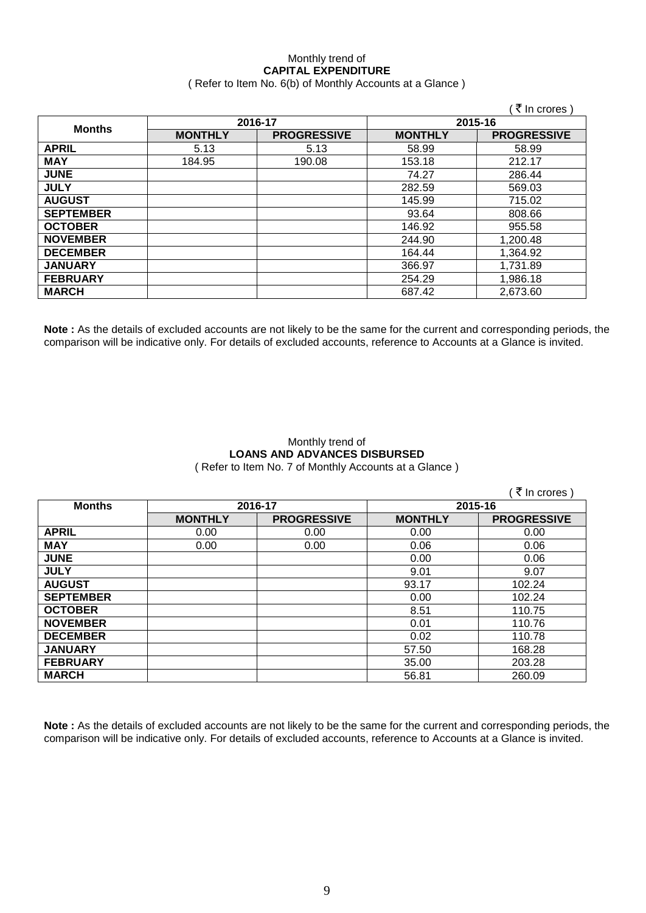Monthly trend of
**CAPITAL EXPENDITURE**
( Refer to Item No. 6(b) of Monthly Accounts at a Glance )

( ₹ In crores )

| Months | 2016-17 | | 2015-16 | |
|---|---|---|---|---|
| | **MONTHLY** | **PROGRESSIVE** | **MONTHLY** | **PROGRESSIVE** |
| **APRIL** | 5.13 | 5.13 | 58.99 | 58.99 |
| **MAY** | 184.95 | 190.08 | 153.18 | 212.17 |
| **JUNE** | | | 74.27 | 286.44 |
| **JULY** | | | 282.59 | 569.03 |
| **AUGUST** | | | 145.99 | 715.02 |
| **SEPTEMBER** | | | 93.64 | 808.66 |
| **OCTOBER** | | | 146.92 | 955.58 |
| **NOVEMBER** | | | 244.90 | 1,200.48 |
| **DECEMBER** | | | 164.44 | 1,364.92 |
| **JANUARY** | | | 366.97 | 1,731.89 |
| **FEBRUARY** | | | 254.29 | 1,986.18 |
| **MARCH** | | | 687.42 | 2,673.60 |

**Note :** As the details of excluded accounts are not likely to be the same for the current and corresponding periods, the comparison will be indicative only. For details of excluded accounts, reference to Accounts at a Glance is invited.

Monthly trend of
**LOANS AND ADVANCES DISBURSED**
( Refer to Item No. 7 of Monthly Accounts at a Glance )

( ₹ In crores )

| Months | 2016-17 | | 2015-16 | |
|---|---|---|---|---|
| | **MONTHLY** | **PROGRESSIVE** | **MONTHLY** | **PROGRESSIVE** |
| **APRIL** | 0.00 | 0.00 | 0.00 | 0.00 |
| **MAY** | 0.00 | 0.00 | 0.06 | 0.06 |
| **JUNE** | | | 0.00 | 0.06 |
| **JULY** | | | 9.01 | 9.07 |
| **AUGUST** | | | 93.17 | 102.24 |
| **SEPTEMBER** | | | 0.00 | 102.24 |
| **OCTOBER** | | | 8.51 | 110.75 |
| **NOVEMBER** | | | 0.01 | 110.76 |
| **DECEMBER** | | | 0.02 | 110.78 |
| **JANUARY** | | | 57.50 | 168.28 |
| **FEBRUARY** | | | 35.00 | 203.28 |
| **MARCH** | | | 56.81 | 260.09 |

**Note :** As the details of excluded accounts are not likely to be the same for the current and corresponding periods, the comparison will be indicative only. For details of excluded accounts, reference to Accounts at a Glance is invited.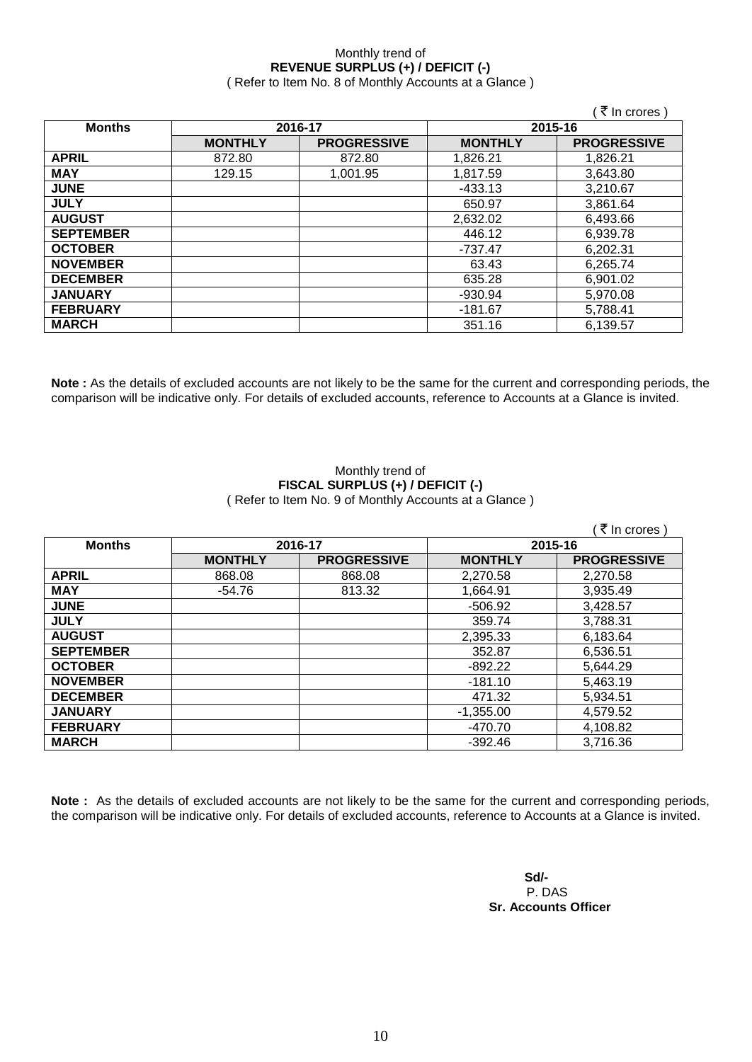Monthly trend of
**REVENUE SURPLUS (+) / DEFICIT (-)**
( Refer to Item No. 8 of Monthly Accounts at a Glance )

( ₹ In crores )

| Months | 2016-17 | | 2015-16 | |
|---|---|---|---|---|
| | **MONTHLY** | **PROGRESSIVE** | **MONTHLY** | **PROGRESSIVE** |
| **APRIL** | 872.80 | 872.80 | 1,826.21 | 1,826.21 |
| **MAY** | 129.15 | 1,001.95 | 1,817.59 | 3,643.80 |
| **JUNE** | | | -433.13 | 3,210.67 |
| **JULY** | | | 650.97 | 3,861.64 |
| **AUGUST** | | | 2,632.02 | 6,493.66 |
| **SEPTEMBER** | | | 446.12 | 6,939.78 |
| **OCTOBER** | | | -737.47 | 6,202.31 |
| **NOVEMBER** | | | 63.43 | 6,265.74 |
| **DECEMBER** | | | 635.28 | 6,901.02 |
| **JANUARY** | | | -930.94 | 5,970.08 |
| **FEBRUARY** | | | -181.67 | 5,788.41 |
| **MARCH** | | | 351.16 | 6,139.57 |

**Note :** As the details of excluded accounts are not likely to be the same for the current and corresponding periods, the comparison will be indicative only. For details of excluded accounts, reference to Accounts at a Glance is invited.

Monthly trend of
**FISCAL SURPLUS (+) / DEFICIT (-)**
( Refer to Item No. 9 of Monthly Accounts at a Glance )

( ₹ In crores )

| Months | 2016-17 | | 2015-16 | |
|---|---|---|---|---|
| | **MONTHLY** | **PROGRESSIVE** | **MONTHLY** | **PROGRESSIVE** |
| **APRIL** | 868.08 | 868.08 | 2,270.58 | 2,270.58 |
| **MAY** | -54.76 | 813.32 | 1,664.91 | 3,935.49 |
| **JUNE** | | | -506.92 | 3,428.57 |
| **JULY** | | | 359.74 | 3,788.31 |
| **AUGUST** | | | 2,395.33 | 6,183.64 |
| **SEPTEMBER** | | | 352.87 | 6,536.51 |
| **OCTOBER** | | | -892.22 | 5,644.29 |
| **NOVEMBER** | | | -181.10 | 5,463.19 |
| **DECEMBER** | | | 471.32 | 5,934.51 |
| **JANUARY** | | | -1,355.00 | 4,579.52 |
| **FEBRUARY** | | | -470.70 | 4,108.82 |
| **MARCH** | | | -392.46 | 3,716.36 |

**Note :** As the details of excluded accounts are not likely to be the same for the current and corresponding periods, the comparison will be indicative only. For details of excluded accounts, reference to Accounts at a Glance is invited.

**Sd/-**
P. DAS
**Sr. Accounts Officer**